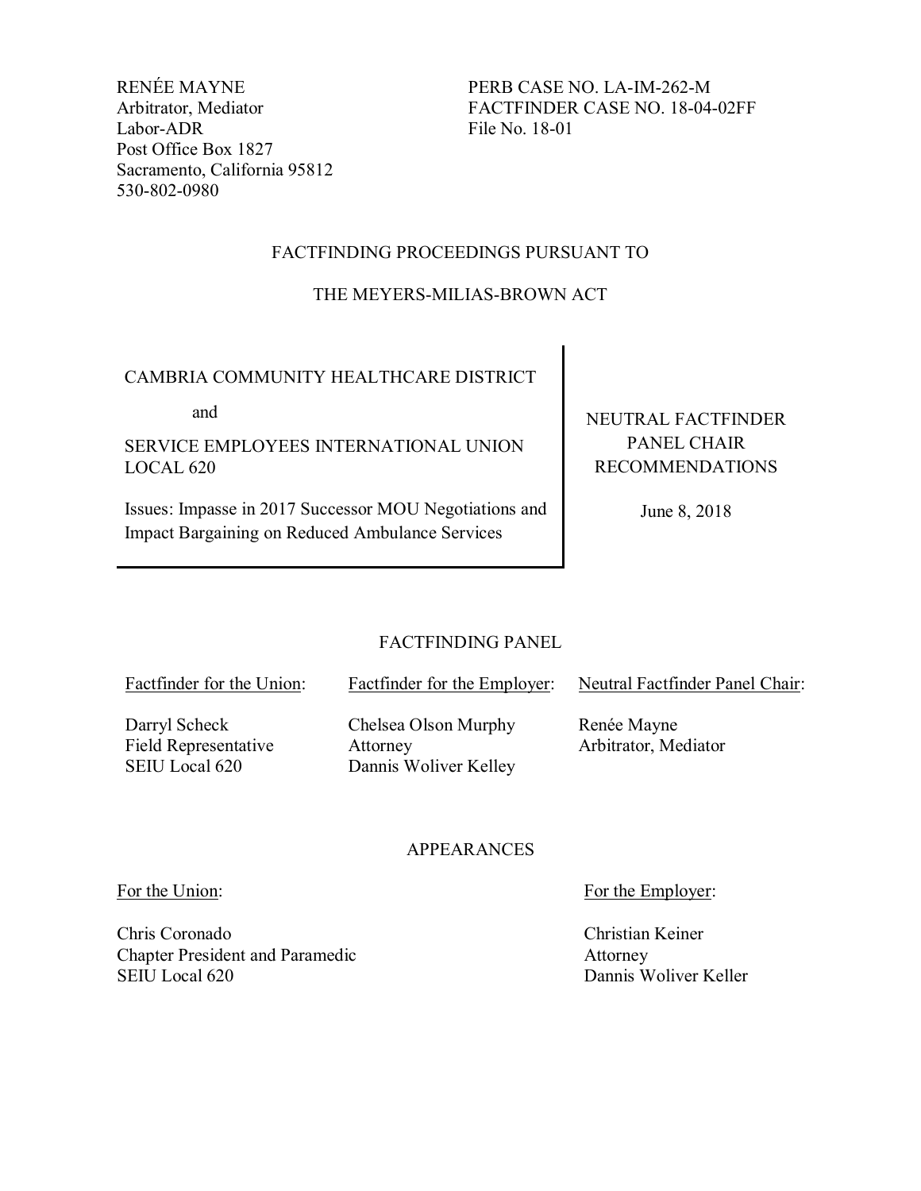RENÉE MAYNE
Arbitrator, Mediator
Labor-ADR
Post Office Box 1827
Sacramento, California 95812
530-802-0980

PERB CASE NO. LA-IM-262-M
FACTFINDER CASE NO. 18-04-02FF
File No. 18-01

FACTFINDING PROCEEDINGS PURSUANT TO

THE MEYERS-MILIAS-BROWN ACT

CAMBRIA COMMUNITY HEALTHCARE DISTRICT

and

SERVICE EMPLOYEES INTERNATIONAL UNION LOCAL 620

Issues: Impasse in 2017 Successor MOU Negotiations and Impact Bargaining on Reduced Ambulance Services

NEUTRAL FACTFINDER PANEL CHAIR RECOMMENDATIONS

June 8, 2018

FACTFINDING PANEL

| Factfinder for the Union: | Factfinder for the Employer: | Neutral Factfinder Panel Chair: |
|---|---|---|
| Darryl Scheck<br>Field Representative<br>SEIU Local 620 | Chelsea Olson Murphy<br>Attorney<br>Dannis Woliver Kelley | Renée Mayne<br>Arbitrator, Mediator |

APPEARANCES

For the Union:

Chris Coronado
Chapter President and Paramedic
SEIU Local 620

For the Employer:

Christian Keiner
Attorney
Dannis Woliver Keller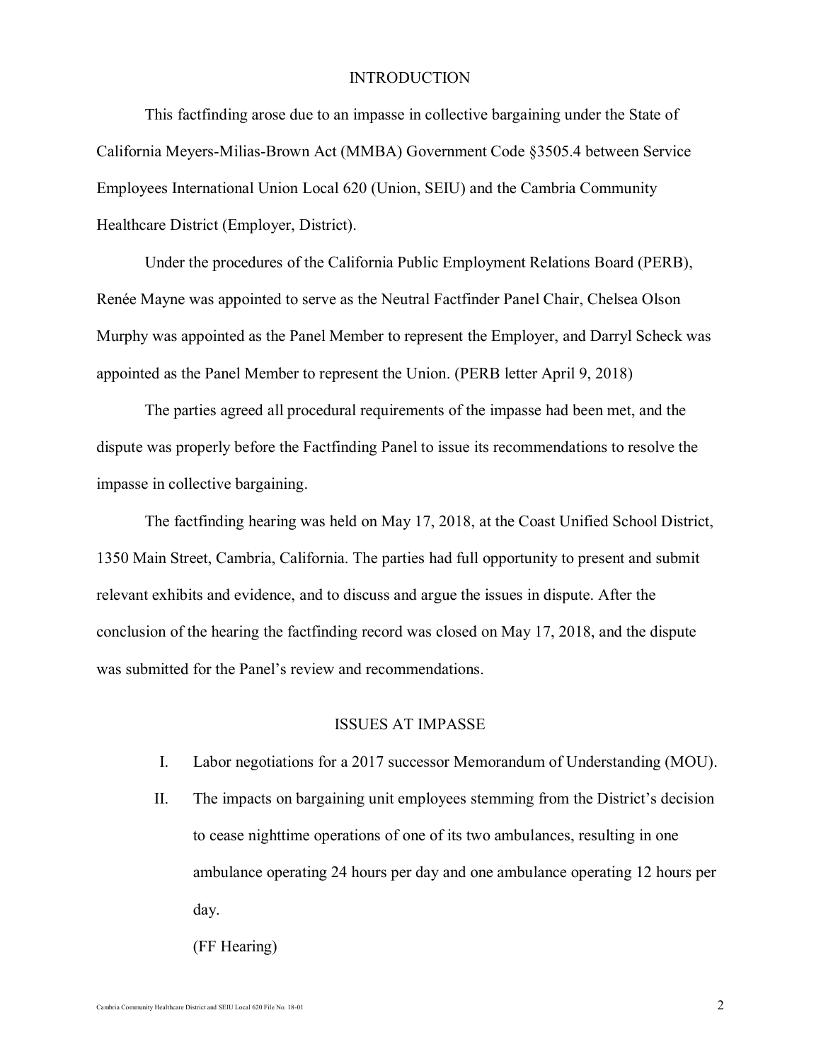## INTRODUCTION

This factfinding arose due to an impasse in collective bargaining under the State of California Meyers-Milias-Brown Act (MMBA) Government Code §3505.4 between Service Employees International Union Local 620 (Union, SEIU) and the Cambria Community Healthcare District (Employer, District).

Under the procedures of the California Public Employment Relations Board (PERB), Renée Mayne was appointed to serve as the Neutral Factfinder Panel Chair, Chelsea Olson Murphy was appointed as the Panel Member to represent the Employer, and Darryl Scheck was appointed as the Panel Member to represent the Union. (PERB letter April 9, 2018)

The parties agreed all procedural requirements of the impasse had been met, and the dispute was properly before the Factfinding Panel to issue its recommendations to resolve the impasse in collective bargaining.

The factfinding hearing was held on May 17, 2018, at the Coast Unified School District, 1350 Main Street, Cambria, California. The parties had full opportunity to present and submit relevant exhibits and evidence, and to discuss and argue the issues in dispute. After the conclusion of the hearing the factfinding record was closed on May 17, 2018, and the dispute was submitted for the Panel's review and recommendations.

## ISSUES AT IMPASSE

I. Labor negotiations for a 2017 successor Memorandum of Understanding (MOU).

II. The impacts on bargaining unit employees stemming from the District's decision to cease nighttime operations of one of its two ambulances, resulting in one ambulance operating 24 hours per day and one ambulance operating 12 hours per day.

(FF Hearing)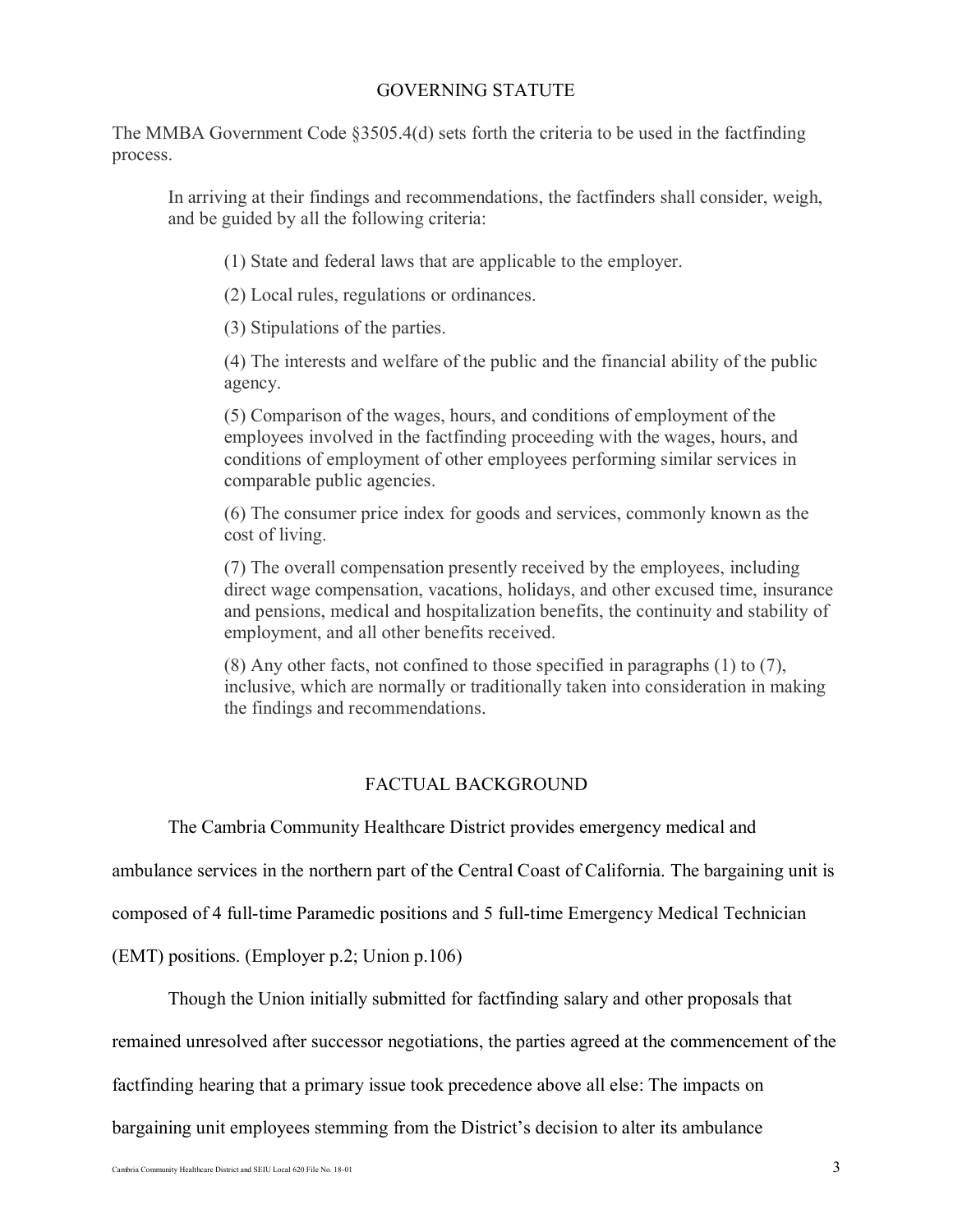## GOVERNING STATUTE

The MMBA Government Code §3505.4(d) sets forth the criteria to be used in the factfinding process.

> In arriving at their findings and recommendations, the factfinders shall consider, weigh, and be guided by all the following criteria:
>
> (1) State and federal laws that are applicable to the employer.
>
> (2) Local rules, regulations or ordinances.
>
> (3) Stipulations of the parties.
>
> (4) The interests and welfare of the public and the financial ability of the public agency.
>
> (5) Comparison of the wages, hours, and conditions of employment of the employees involved in the factfinding proceeding with the wages, hours, and conditions of employment of other employees performing similar services in comparable public agencies.
>
> (6) The consumer price index for goods and services, commonly known as the cost of living.
>
> (7) The overall compensation presently received by the employees, including direct wage compensation, vacations, holidays, and other excused time, insurance and pensions, medical and hospitalization benefits, the continuity and stability of employment, and all other benefits received.
>
> (8) Any other facts, not confined to those specified in paragraphs (1) to (7), inclusive, which are normally or traditionally taken into consideration in making the findings and recommendations.

## FACTUAL BACKGROUND

The Cambria Community Healthcare District provides emergency medical and ambulance services in the northern part of the Central Coast of California. The bargaining unit is composed of 4 full-time Paramedic positions and 5 full-time Emergency Medical Technician (EMT) positions. (Employer p.2; Union p.106)

Though the Union initially submitted for factfinding salary and other proposals that remained unresolved after successor negotiations, the parties agreed at the commencement of the factfinding hearing that a primary issue took precedence above all else: The impacts on bargaining unit employees stemming from the District's decision to alter its ambulance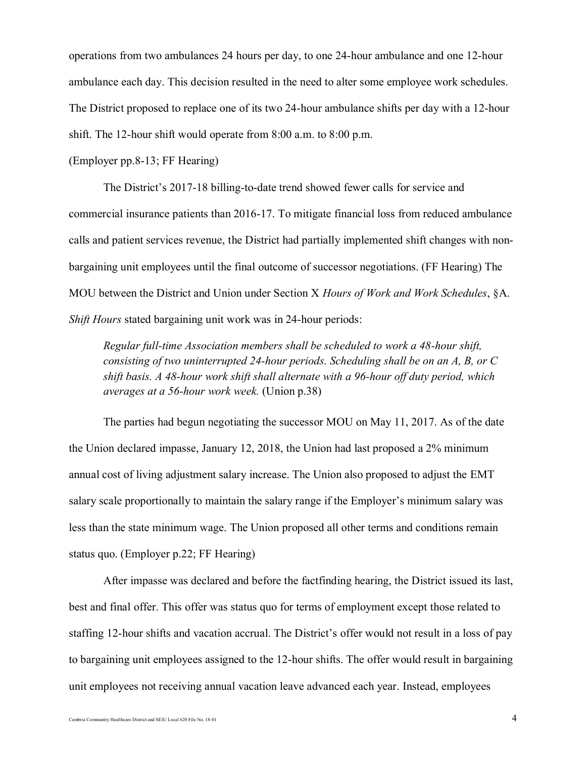operations from two ambulances 24 hours per day, to one 24-hour ambulance and one 12-hour ambulance each day. This decision resulted in the need to alter some employee work schedules. The District proposed to replace one of its two 24-hour ambulance shifts per day with a 12-hour shift. The 12-hour shift would operate from 8:00 a.m. to 8:00 p.m.

(Employer pp.8-13; FF Hearing)

The District's 2017-18 billing-to-date trend showed fewer calls for service and commercial insurance patients than 2016-17. To mitigate financial loss from reduced ambulance calls and patient services revenue, the District had partially implemented shift changes with non-bargaining unit employees until the final outcome of successor negotiations. (FF Hearing) The MOU between the District and Union under Section X *Hours of Work and Work Schedules*, §A. *Shift Hours* stated bargaining unit work was in 24-hour periods:

> *Regular full-time Association members shall be scheduled to work a 48-hour shift, consisting of two uninterrupted 24-hour periods. Scheduling shall be on an A, B, or C shift basis. A 48-hour work shift shall alternate with a 96-hour off duty period, which averages at a 56-hour work week.* (Union p.38)

The parties had begun negotiating the successor MOU on May 11, 2017. As of the date the Union declared impasse, January 12, 2018, the Union had last proposed a 2% minimum annual cost of living adjustment salary increase. The Union also proposed to adjust the EMT salary scale proportionally to maintain the salary range if the Employer's minimum salary was less than the state minimum wage. The Union proposed all other terms and conditions remain status quo. (Employer p.22; FF Hearing)

After impasse was declared and before the factfinding hearing, the District issued its last, best and final offer. This offer was status quo for terms of employment except those related to staffing 12-hour shifts and vacation accrual. The District's offer would not result in a loss of pay to bargaining unit employees assigned to the 12-hour shifts. The offer would result in bargaining unit employees not receiving annual vacation leave advanced each year. Instead, employees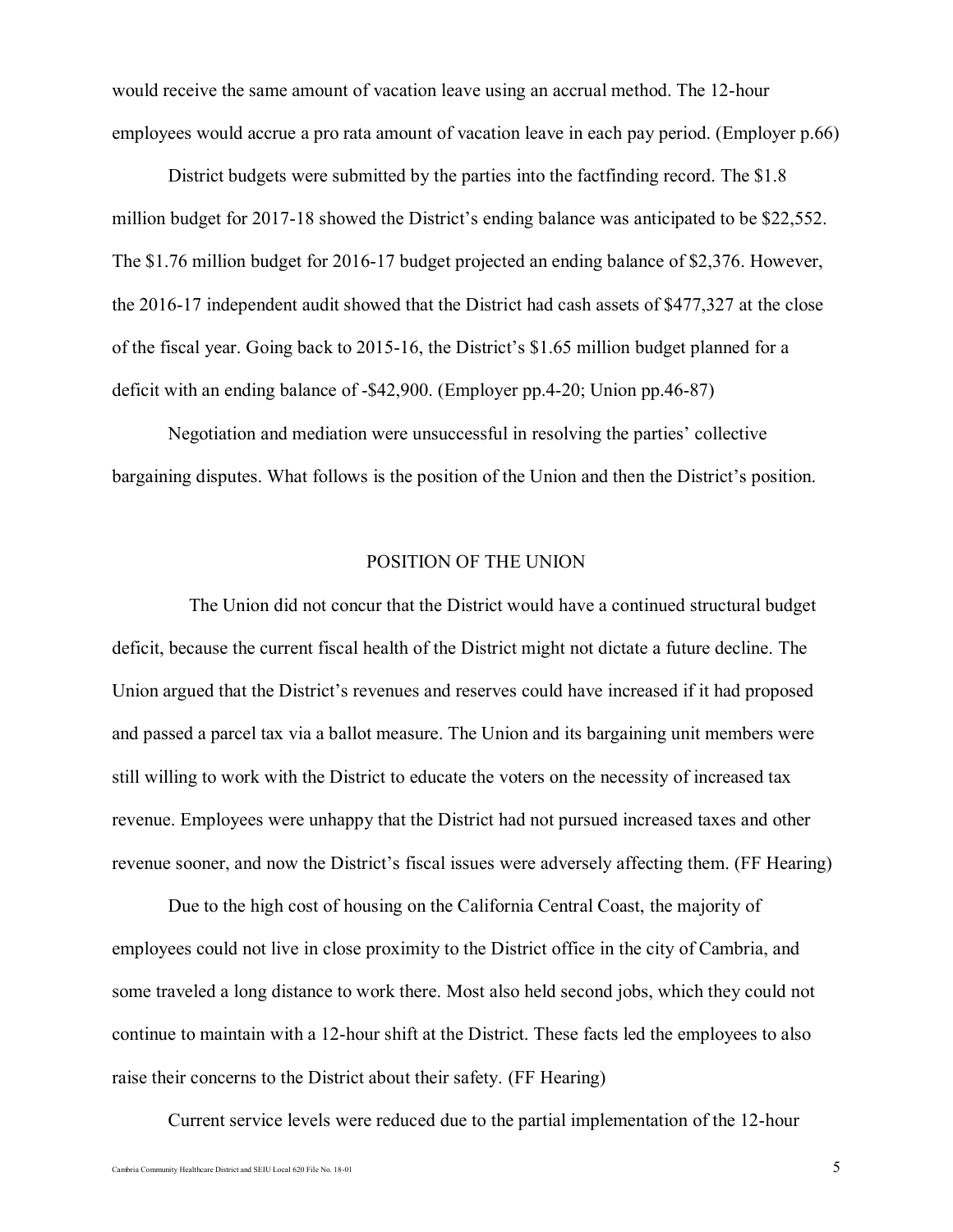would receive the same amount of vacation leave using an accrual method. The 12-hour employees would accrue a pro rata amount of vacation leave in each pay period. (Employer p.66)

District budgets were submitted by the parties into the factfinding record. The $1.8 million budget for 2017-18 showed the District's ending balance was anticipated to be $22,552. The $1.76 million budget for 2016-17 budget projected an ending balance of $2,376. However, the 2016-17 independent audit showed that the District had cash assets of $477,327 at the close of the fiscal year. Going back to 2015-16, the District's $1.65 million budget planned for a deficit with an ending balance of -$42,900. (Employer pp.4-20; Union pp.46-87)

Negotiation and mediation were unsuccessful in resolving the parties' collective bargaining disputes. What follows is the position of the Union and then the District's position.

## POSITION OF THE UNION

The Union did not concur that the District would have a continued structural budget deficit, because the current fiscal health of the District might not dictate a future decline. The Union argued that the District's revenues and reserves could have increased if it had proposed and passed a parcel tax via a ballot measure. The Union and its bargaining unit members were still willing to work with the District to educate the voters on the necessity of increased tax revenue. Employees were unhappy that the District had not pursued increased taxes and other revenue sooner, and now the District's fiscal issues were adversely affecting them. (FF Hearing)

Due to the high cost of housing on the California Central Coast, the majority of employees could not live in close proximity to the District office in the city of Cambria, and some traveled a long distance to work there. Most also held second jobs, which they could not continue to maintain with a 12-hour shift at the District. These facts led the employees to also raise their concerns to the District about their safety. (FF Hearing)

Current service levels were reduced due to the partial implementation of the 12-hour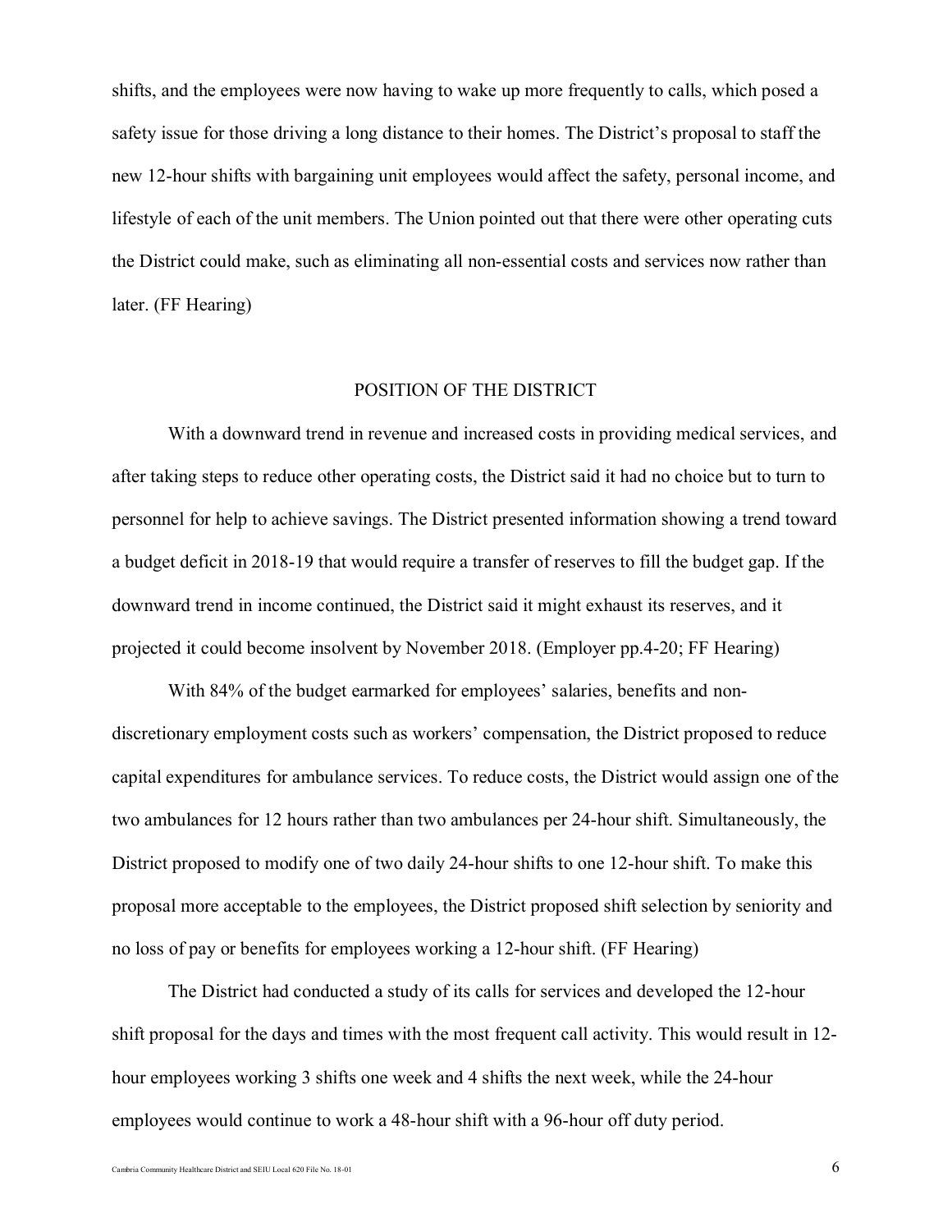shifts, and the employees were now having to wake up more frequently to calls, which posed a safety issue for those driving a long distance to their homes. The District's proposal to staff the new 12-hour shifts with bargaining unit employees would affect the safety, personal income, and lifestyle of each of the unit members. The Union pointed out that there were other operating cuts the District could make, such as eliminating all non-essential costs and services now rather than later. (FF Hearing)

## POSITION OF THE DISTRICT

With a downward trend in revenue and increased costs in providing medical services, and after taking steps to reduce other operating costs, the District said it had no choice but to turn to personnel for help to achieve savings. The District presented information showing a trend toward a budget deficit in 2018-19 that would require a transfer of reserves to fill the budget gap. If the downward trend in income continued, the District said it might exhaust its reserves, and it projected it could become insolvent by November 2018. (Employer pp.4-20; FF Hearing)

With 84% of the budget earmarked for employees' salaries, benefits and non-discretionary employment costs such as workers' compensation, the District proposed to reduce capital expenditures for ambulance services. To reduce costs, the District would assign one of the two ambulances for 12 hours rather than two ambulances per 24-hour shift. Simultaneously, the District proposed to modify one of two daily 24-hour shifts to one 12-hour shift. To make this proposal more acceptable to the employees, the District proposed shift selection by seniority and no loss of pay or benefits for employees working a 12-hour shift. (FF Hearing)

The District had conducted a study of its calls for services and developed the 12-hour shift proposal for the days and times with the most frequent call activity. This would result in 12-hour employees working 3 shifts one week and 4 shifts the next week, while the 24-hour employees would continue to work a 48-hour shift with a 96-hour off duty period.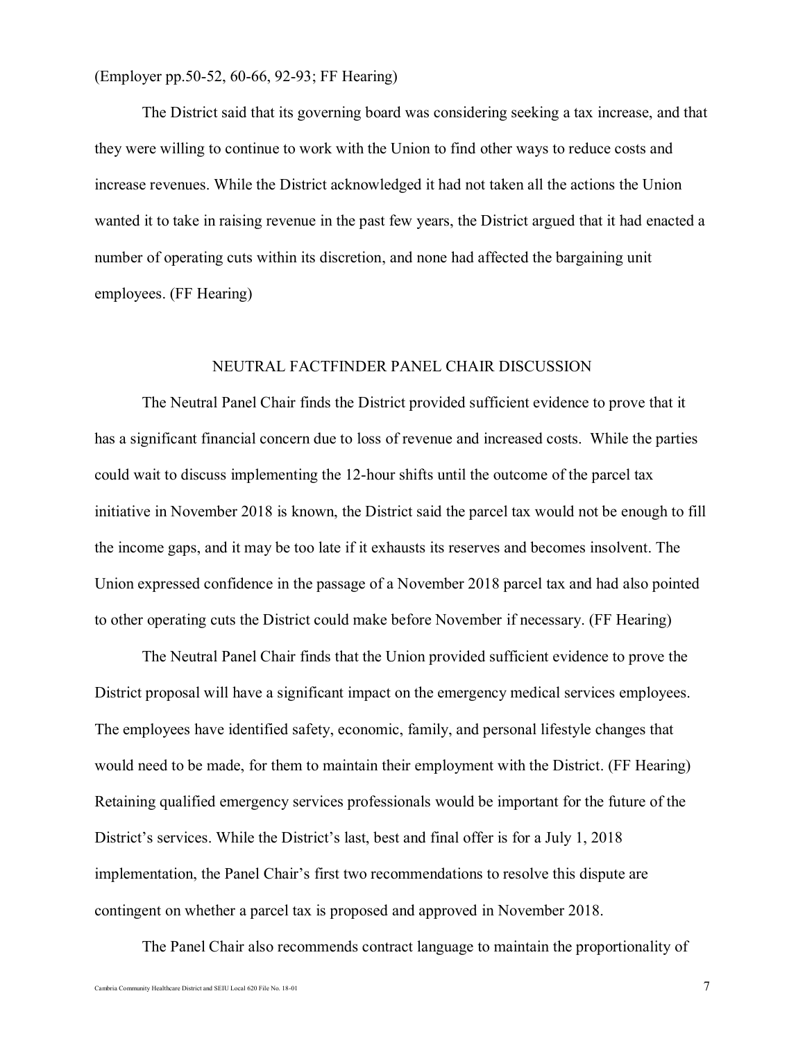(Employer pp.50-52, 60-66, 92-93; FF Hearing)

The District said that its governing board was considering seeking a tax increase, and that they were willing to continue to work with the Union to find other ways to reduce costs and increase revenues. While the District acknowledged it had not taken all the actions the Union wanted it to take in raising revenue in the past few years, the District argued that it had enacted a number of operating cuts within its discretion, and none had affected the bargaining unit employees. (FF Hearing)

## NEUTRAL FACTFINDER PANEL CHAIR DISCUSSION

The Neutral Panel Chair finds the District provided sufficient evidence to prove that it has a significant financial concern due to loss of revenue and increased costs. While the parties could wait to discuss implementing the 12-hour shifts until the outcome of the parcel tax initiative in November 2018 is known, the District said the parcel tax would not be enough to fill the income gaps, and it may be too late if it exhausts its reserves and becomes insolvent. The Union expressed confidence in the passage of a November 2018 parcel tax and had also pointed to other operating cuts the District could make before November if necessary. (FF Hearing)

The Neutral Panel Chair finds that the Union provided sufficient evidence to prove the District proposal will have a significant impact on the emergency medical services employees. The employees have identified safety, economic, family, and personal lifestyle changes that would need to be made, for them to maintain their employment with the District. (FF Hearing) Retaining qualified emergency services professionals would be important for the future of the District's services. While the District's last, best and final offer is for a July 1, 2018 implementation, the Panel Chair's first two recommendations to resolve this dispute are contingent on whether a parcel tax is proposed and approved in November 2018.

The Panel Chair also recommends contract language to maintain the proportionality of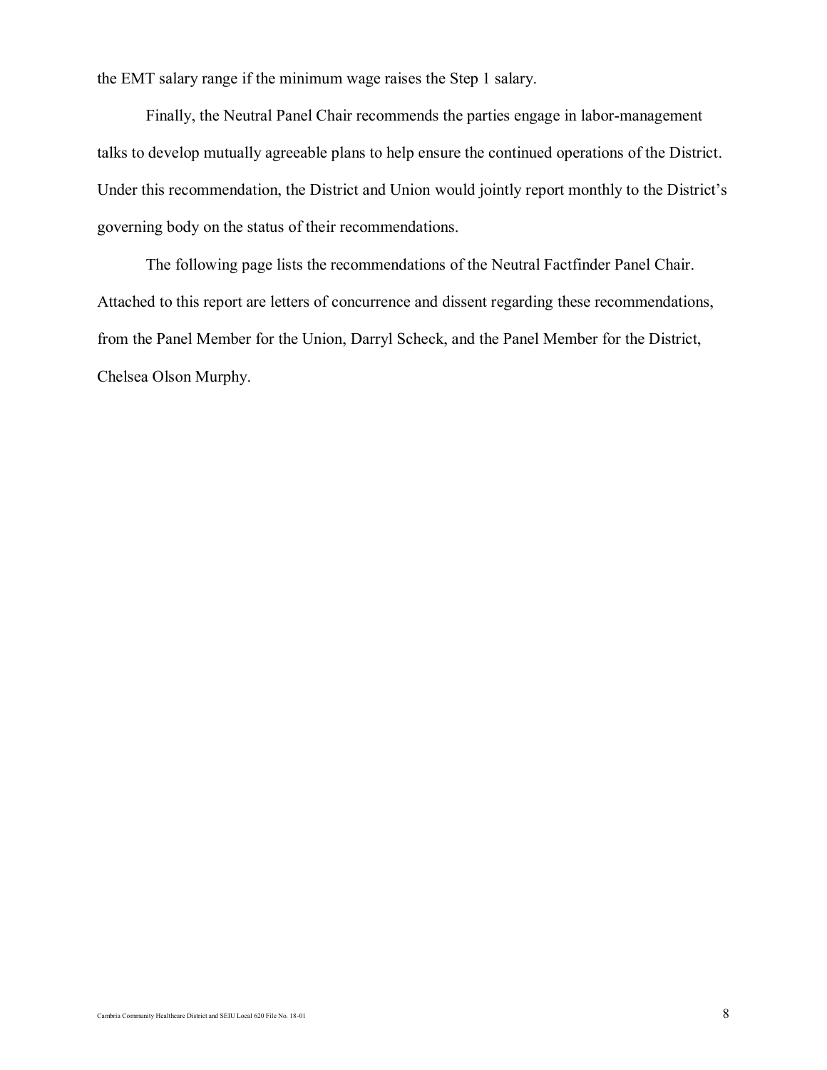the EMT salary range if the minimum wage raises the Step 1 salary.

Finally, the Neutral Panel Chair recommends the parties engage in labor-management talks to develop mutually agreeable plans to help ensure the continued operations of the District. Under this recommendation, the District and Union would jointly report monthly to the District's governing body on the status of their recommendations.

The following page lists the recommendations of the Neutral Factfinder Panel Chair. Attached to this report are letters of concurrence and dissent regarding these recommendations, from the Panel Member for the Union, Darryl Scheck, and the Panel Member for the District, Chelsea Olson Murphy.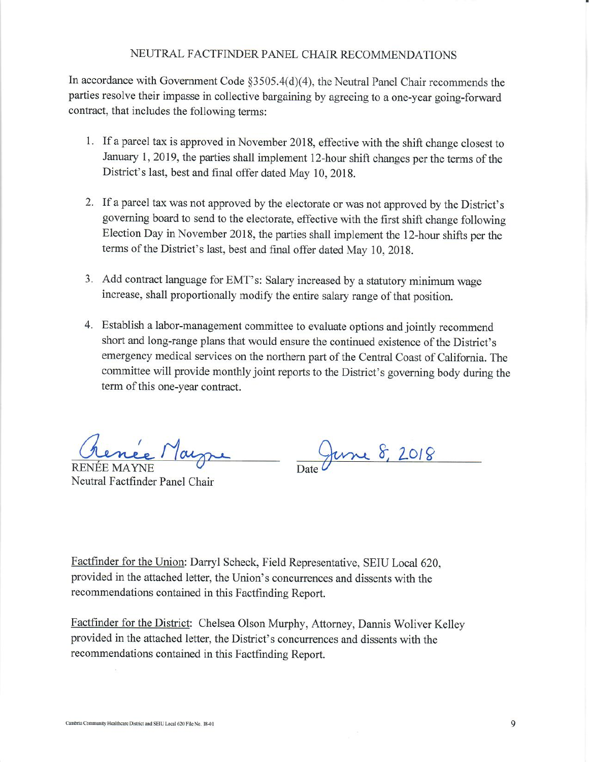## NEUTRAL FACTFINDER PANEL CHAIR RECOMMENDATIONS

In accordance with Government Code §3505.4(d)(4), the Neutral Panel Chair recommends the parties resolve their impasse in collective bargaining by agreeing to a one-year going-forward contract, that includes the following terms:

1. If a parcel tax is approved in November 2018, effective with the shift change closest to January 1, 2019, the parties shall implement 12-hour shift changes per the terms of the District's last, best and final offer dated May 10, 2018.

2. If a parcel tax was not approved by the electorate or was not approved by the District's governing board to send to the electorate, effective with the first shift change following Election Day in November 2018, the parties shall implement the 12-hour shifts per the terms of the District's last, best and final offer dated May 10, 2018.

3. Add contract language for EMT's: Salary increased by a statutory minimum wage increase, shall proportionally modify the entire salary range of that position.

4. Establish a labor-management committee to evaluate options and jointly recommend short and long-range plans that would ensure the continued existence of the District's emergency medical services on the northern part of the Central Coast of California. The committee will provide monthly joint reports to the District's governing body during the term of this one-year contract.

Renée Mayne
RENÉE MAYNE
Neutral Factfinder Panel Chair

Date June 8, 2018

Factfinder for the Union: Darryl Scheck, Field Representative, SEIU Local 620, provided in the attached letter, the Union's concurrences and dissents with the recommendations contained in this Factfinding Report.

Factfinder for the District: Chelsea Olson Murphy, Attorney, Dannis Woliver Kelley provided in the attached letter, the District's concurrences and dissents with the recommendations contained in this Factfinding Report.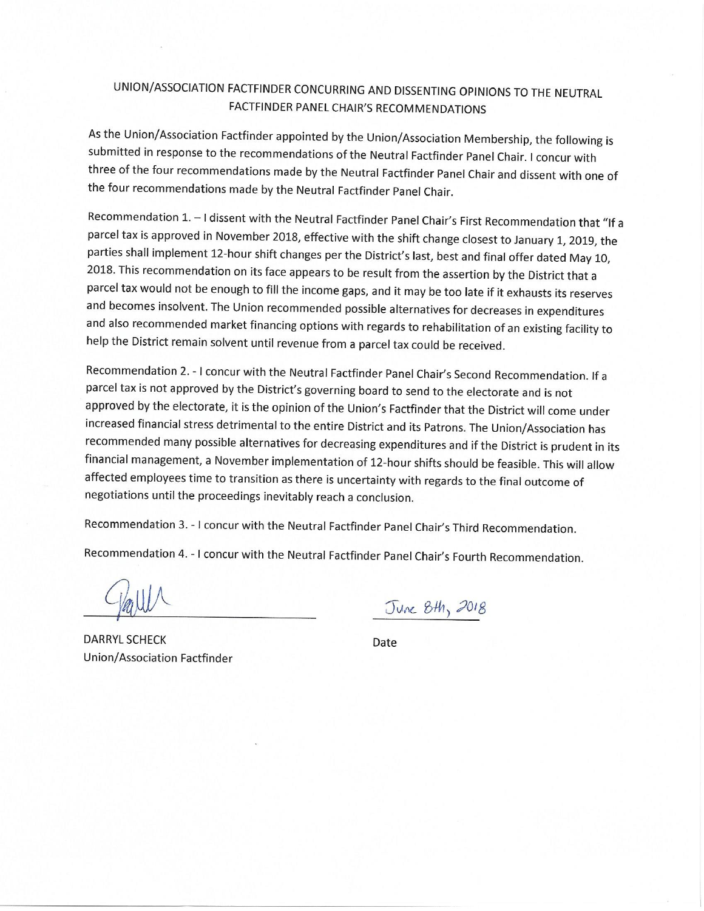# UNION/ASSOCIATION FACTFINDER CONCURRING AND DISSENTING OPINIONS TO THE NEUTRAL FACTFINDER PANEL CHAIR'S RECOMMENDATIONS

As the Union/Association Factfinder appointed by the Union/Association Membership, the following is submitted in response to the recommendations of the Neutral Factfinder Panel Chair. I concur with three of the four recommendations made by the Neutral Factfinder Panel Chair and dissent with one of the four recommendations made by the Neutral Factfinder Panel Chair.

Recommendation 1. – I dissent with the Neutral Factfinder Panel Chair's First Recommendation that "If a parcel tax is approved in November 2018, effective with the shift change closest to January 1, 2019, the parties shall implement 12-hour shift changes per the District's last, best and final offer dated May 10, 2018. This recommendation on its face appears to be result from the assertion by the District that a parcel tax would not be enough to fill the income gaps, and it may be too late if it exhausts its reserves and becomes insolvent. The Union recommended possible alternatives for decreases in expenditures and also recommended market financing options with regards to rehabilitation of an existing facility to help the District remain solvent until revenue from a parcel tax could be received.

Recommendation 2. - I concur with the Neutral Factfinder Panel Chair's Second Recommendation. If a parcel tax is not approved by the District's governing board to send to the electorate and is not approved by the electorate, it is the opinion of the Union's Factfinder that the District will come under increased financial stress detrimental to the entire District and its Patrons. The Union/Association has recommended many possible alternatives for decreasing expenditures and if the District is prudent in its financial management, a November implementation of 12-hour shifts should be feasible. This will allow affected employees time to transition as there is uncertainty with regards to the final outcome of negotiations until the proceedings inevitably reach a conclusion.

Recommendation 3. - I concur with the Neutral Factfinder Panel Chair's Third Recommendation.

Recommendation 4. - I concur with the Neutral Factfinder Panel Chair's Fourth Recommendation.

[signature]

DARRYL SCHECK
Union/Association Factfinder

June 8th, 2018

Date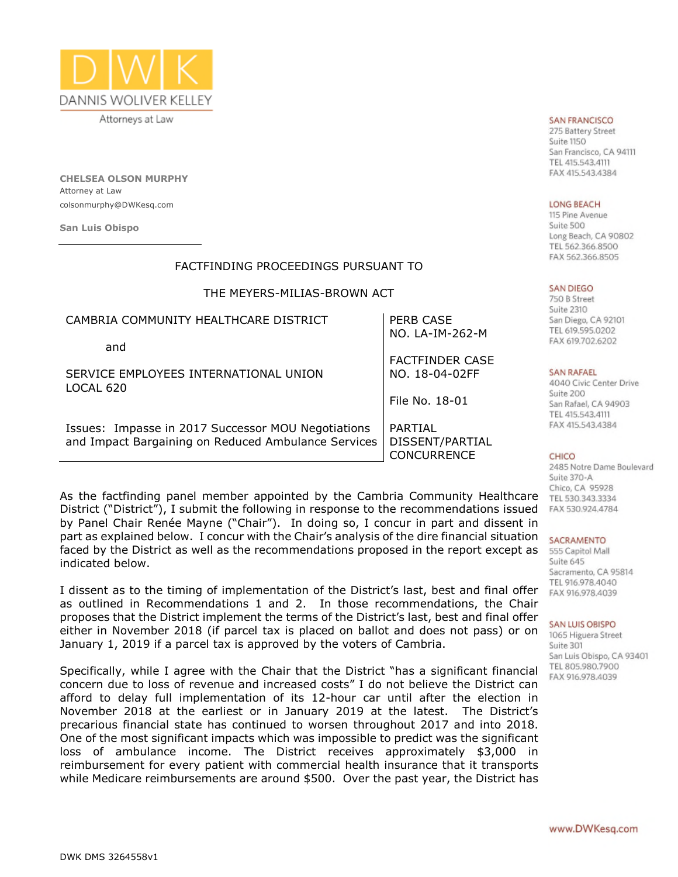# DWK

DANNIS WOLIVER KELLEY

Attorneys at Law

**CHELSEA OLSON MURPHY**
Attorney at Law
colsonmurphy@DWKesq.com

**San Luis Obispo**

SAN FRANCISCO
275 Battery Street
Suite 1150
San Francisco, CA 94111
TEL 415.543.4111
FAX 415.543.4384

LONG BEACH
115 Pine Avenue
Suite 500
Long Beach, CA 90802
TEL 562.366.8500
FAX 562.366.8505

SAN DIEGO
750 B Street
Suite 2310
San Diego, CA 92101
TEL 619.595.0202
FAX 619.702.6202

SAN RAFAEL
4040 Civic Center Drive
Suite 200
San Rafael, CA 94903
TEL 415.543.4111
FAX 415.543.4384

CHICO
2485 Notre Dame Boulevard
Suite 370-A
Chico, CA 95928
TEL 530.343.3334
FAX 530.924.4784

SACRAMENTO
555 Capitol Mall
Suite 645
Sacramento, CA 95814
TEL 916.978.4040
FAX 916.978.4039

SAN LUIS OBISPO
1065 Higuera Street
Suite 301
San Luis Obispo, CA 93401
TEL 805.980.7900
FAX 916.978.4039

FACTFINDING PROCEEDINGS PURSUANT TO

THE MEYERS-MILIAS-BROWN ACT

| | |
|---|---|
| CAMBRIA COMMUNITY HEALTHCARE DISTRICT<br><br>and<br><br>SERVICE EMPLOYEES INTERNATIONAL UNION LOCAL 620 | PERB CASE NO. LA-IM-262-M<br><br>FACTFINDER CASE NO. 18-04-02FF<br><br>File No. 18-01 |
| Issues: Impasse in 2017 Successor MOU Negotiations and Impact Bargaining on Reduced Ambulance Services | PARTIAL DISSENT/PARTIAL CONCURRENCE |

As the factfinding panel member appointed by the Cambria Community Healthcare District ("District"), I submit the following in response to the recommendations issued by Panel Chair Renée Mayne ("Chair"). In doing so, I concur in part and dissent in part as explained below. I concur with the Chair's analysis of the dire financial situation faced by the District as well as the recommendations proposed in the report except as indicated below.

I dissent as to the timing of implementation of the District's last, best and final offer as outlined in Recommendations 1 and 2. In those recommendations, the Chair proposes that the District implement the terms of the District's last, best and final offer either in November 2018 (if parcel tax is placed on ballot and does not pass) or on January 1, 2019 if a parcel tax is approved by the voters of Cambria.

Specifically, while I agree with the Chair that the District "has a significant financial concern due to loss of revenue and increased costs" I do not believe the District can afford to delay full implementation of its 12-hour car until after the election in November 2018 at the earliest or in January 2019 at the latest. The District's precarious financial state has continued to worsen throughout 2017 and into 2018. One of the most significant impacts which was impossible to predict was the significant loss of ambulance income. The District receives approximately $3,000 in reimbursement for every patient with commercial health insurance that it transports while Medicare reimbursements are around $500. Over the past year, the District has

www.DWKesq.com

DWK DMS 3264558v1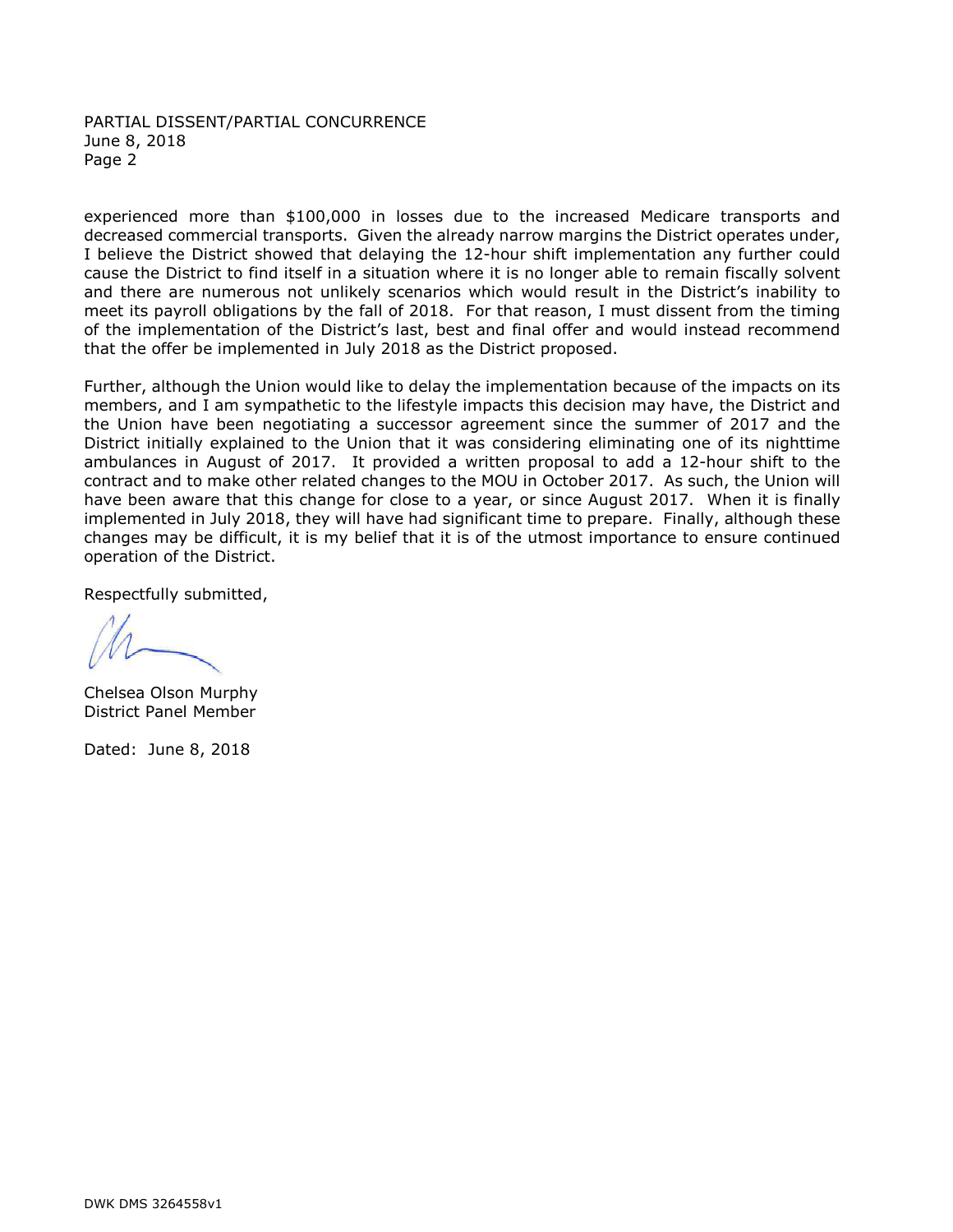experienced more than $100,000 in losses due to the increased Medicare transports and decreased commercial transports. Given the already narrow margins the District operates under, I believe the District showed that delaying the 12-hour shift implementation any further could cause the District to find itself in a situation where it is no longer able to remain fiscally solvent and there are numerous not unlikely scenarios which would result in the District's inability to meet its payroll obligations by the fall of 2018. For that reason, I must dissent from the timing of the implementation of the District's last, best and final offer and would instead recommend that the offer be implemented in July 2018 as the District proposed.

Further, although the Union would like to delay the implementation because of the impacts on its members, and I am sympathetic to the lifestyle impacts this decision may have, the District and the Union have been negotiating a successor agreement since the summer of 2017 and the District initially explained to the Union that it was considering eliminating one of its nighttime ambulances in August of 2017. It provided a written proposal to add a 12-hour shift to the contract and to make other related changes to the MOU in October 2017. As such, the Union will have been aware that this change for close to a year, or since August 2017. When it is finally implemented in July 2018, they will have had significant time to prepare. Finally, although these changes may be difficult, it is my belief that it is of the utmost importance to ensure continued operation of the District.

Respectfully submitted,

Chelsea Olson Murphy
District Panel Member

Dated: June 8, 2018

DWK DMS 3264558v1